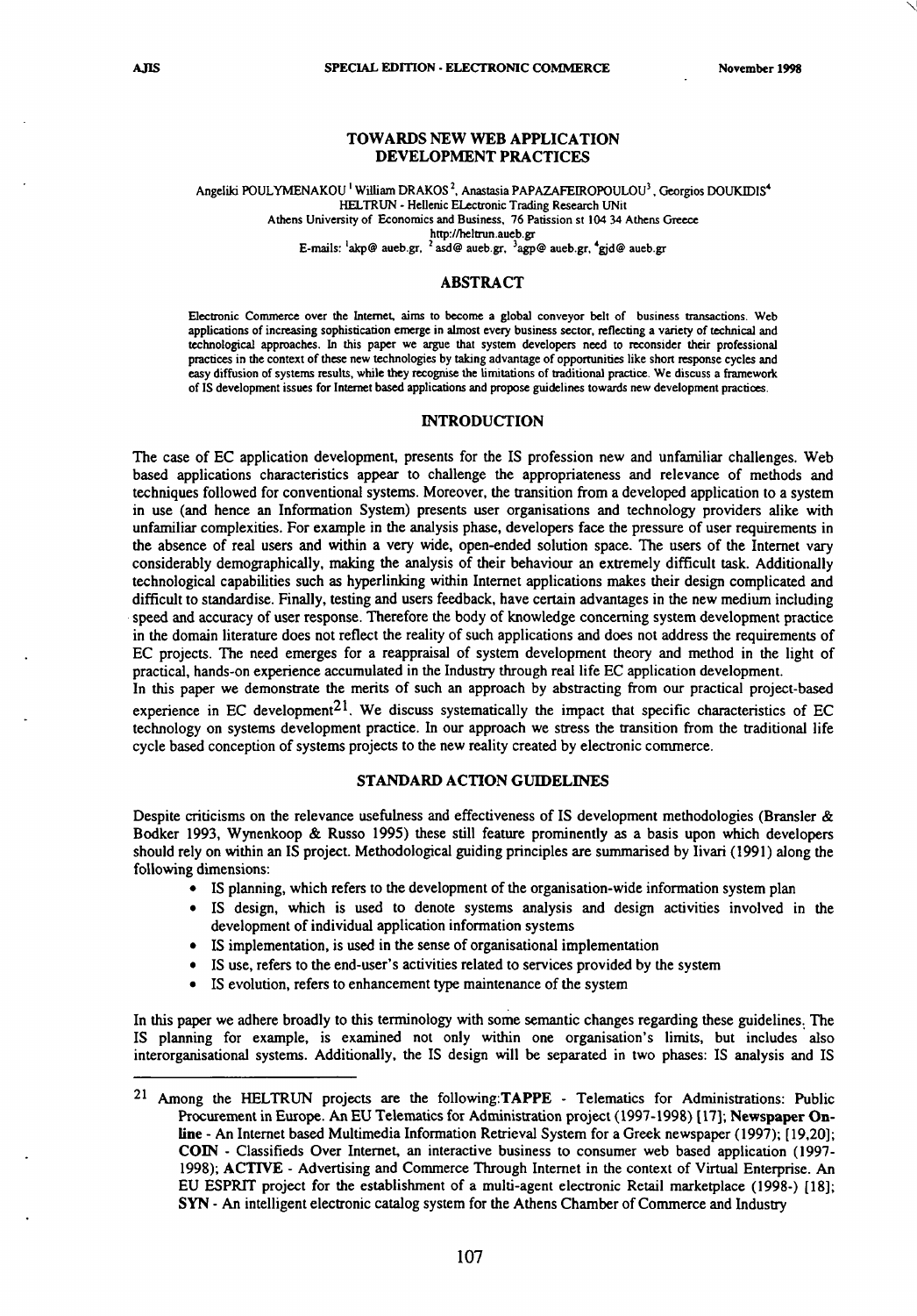# TOWARDS NEW WEB APPLICATION DEVELOPMENT PRACTICES

Angeliki POULYMENAKOU [1] William DRAKOS [2], Anastasia PAPAZAFEIROPOULOU [3], Georgios DOUKIDIS [4]
HELTRUN - Hellenic ELectronic Trading Research UNit
Athens University of Economics and Business, 76 Patission st 104 34 Athens Greece
http://heltrun.aueb.gr
E-mails: [1]akp@ aueb.gr, [2] asd@ aueb.gr, [3]agp@ aueb.gr, [4]gjd@ aueb.gr

## ABSTRACT

Electronic Commerce over the Internet, aims to become a global conveyor belt of business transactions. Web applications of increasing sophistication emerge in almost every business sector, reflecting a variety of technical and technological approaches. In this paper we argue that system developers need to reconsider their professional practices in the context of these new technologies by taking advantage of opportunities like short response cycles and easy diffusion of systems results, while they recognise the limitations of traditional practice. We discuss a framework of IS development issues for Internet based applications and propose guidelines towards new development practices.

## INTRODUCTION

The case of EC application development, presents for the IS profession new and unfamiliar challenges. Web based applications characteristics appear to challenge the appropriateness and relevance of methods and techniques followed for conventional systems. Moreover, the transition from a developed application to a system in use (and hence an Information System) presents user organisations and technology providers alike with unfamiliar complexities. For example in the analysis phase, developers face the pressure of user requirements in the absence of real users and within a very wide, open-ended solution space. The users of the Internet vary considerably demographically, making the analysis of their behaviour an extremely difficult task. Additionally technological capabilities such as hyperlinking within Internet applications makes their design complicated and difficult to standardise. Finally, testing and users feedback, have certain advantages in the new medium including speed and accuracy of user response. Therefore the body of knowledge concerning system development practice in the domain literature does not reflect the reality of such applications and does not address the requirements of EC projects. The need emerges for a reappraisal of system development theory and method in the light of practical, hands-on experience accumulated in the Industry through real life EC application development.

In this paper we demonstrate the merits of such an approach by abstracting from our practical project-based experience in EC development[21]. We discuss systematically the impact that specific characteristics of EC technology on systems development practice. In our approach we stress the transition from the traditional life cycle based conception of systems projects to the new reality created by electronic commerce.

## STANDARD ACTION GUIDELINES

Despite criticisms on the relevance usefulness and effectiveness of IS development methodologies (Bransler & Bodker 1993, Wynenkoop & Russo 1995) these still feature prominently as a basis upon which developers should rely on within an IS project. Methodological guiding principles are summarised by Iivari (1991) along the following dimensions:

- IS planning, which refers to the development of the organisation-wide information system plan
- IS design, which is used to denote systems analysis and design activities involved in the development of individual application information systems
- IS implementation, is used in the sense of organisational implementation
- IS use, refers to the end-user's activities related to services provided by the system
- IS evolution, refers to enhancement type maintenance of the system

In this paper we adhere broadly to this terminology with some semantic changes regarding these guidelines. The IS planning for example, is examined not only within one organisation's limits, but includes also interorganisational systems. Additionally, the IS design will be separated in two phases: IS analysis and IS

---

[21] Among the HELTRUN projects are the following: **TAPPE** - Telematics for Administrations: Public Procurement in Europe. An EU Telematics for Administration project (1997-1998) [17]; **Newspaper On-line** - An Internet based Multimedia Information Retrieval System for a Greek newspaper (1997); [19,20]; **COIN** - Classifieds Over Internet, an interactive business to consumer web based application (1997-1998); **ACTIVE** - Advertising and Commerce Through Internet in the context of Virtual Enterprise. An EU ESPRIT project for the establishment of a multi-agent electronic Retail marketplace (1998-) [18]; **SYN** - An intelligent electronic catalog system for the Athens Chamber of Commerce and Industry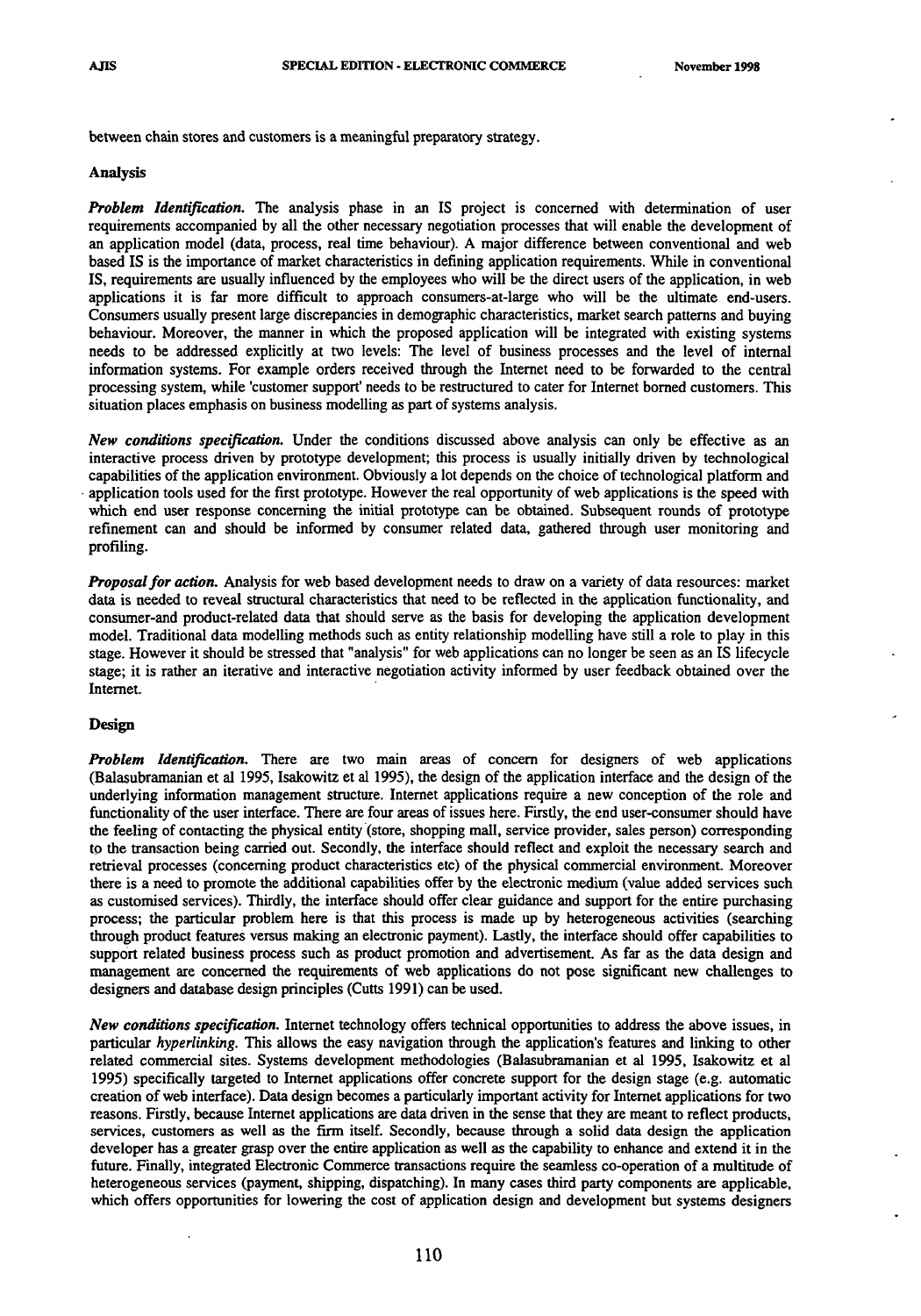between chain stores and customers is a meaningful preparatory strategy.

### Analysis

***Problem Identification.*** The analysis phase in an IS project is concerned with determination of user requirements accompanied by all the other necessary negotiation processes that will enable the development of an application model (data, process, real time behaviour). A major difference between conventional and web based IS is the importance of market characteristics in defining application requirements. While in conventional IS, requirements are usually influenced by the employees who will be the direct users of the application, in web applications it is far more difficult to approach consumers-at-large who will be the ultimate end-users. Consumers usually present large discrepancies in demographic characteristics, market search patterns and buying behaviour. Moreover, the manner in which the proposed application will be integrated with existing systems needs to be addressed explicitly at two levels: The level of business processes and the level of internal information systems. For example orders received through the Internet need to be forwarded to the central processing system, while 'customer support' needs to be restructured to cater for Internet borned customers. This situation places emphasis on business modelling as part of systems analysis.

***New conditions specification.*** Under the conditions discussed above analysis can only be effective as an interactive process driven by prototype development; this process is usually initially driven by technological capabilities of the application environment. Obviously a lot depends on the choice of technological platform and application tools used for the first prototype. However the real opportunity of web applications is the speed with which end user response concerning the initial prototype can be obtained. Subsequent rounds of prototype refinement can and should be informed by consumer related data, gathered through user monitoring and profiling.

***Proposal for action.*** Analysis for web based development needs to draw on a variety of data resources: market data is needed to reveal structural characteristics that need to be reflected in the application functionality, and consumer-and product-related data that should serve as the basis for developing the application development model. Traditional data modelling methods such as entity relationship modelling have still a role to play in this stage. However it should be stressed that "analysis" for web applications can no longer be seen as an IS lifecycle stage; it is rather an iterative and interactive negotiation activity informed by user feedback obtained over the Internet.

### Design

***Problem Identification.*** There are two main areas of concern for designers of web applications (Balasubramanian et al 1995, Isakowitz et al 1995), the design of the application interface and the design of the underlying information management structure. Internet applications require a new conception of the role and functionality of the user interface. There are four areas of issues here. Firstly, the end user-consumer should have the feeling of contacting the physical entity (store, shopping mall, service provider, sales person) corresponding to the transaction being carried out. Secondly, the interface should reflect and exploit the necessary search and retrieval processes (concerning product characteristics etc) of the physical commercial environment. Moreover there is a need to promote the additional capabilities offer by the electronic medium (value added services such as customised services). Thirdly, the interface should offer clear guidance and support for the entire purchasing process; the particular problem here is that this process is made up by heterogeneous activities (searching through product features versus making an electronic payment). Lastly, the interface should offer capabilities to support related business process such as product promotion and advertisement. As far as the data design and management are concerned the requirements of web applications do not pose significant new challenges to designers and database design principles (Cutts 1991) can be used.

***New conditions specification.*** Internet technology offers technical opportunities to address the above issues, in particular *hyperlinking*. This allows the easy navigation through the application's features and linking to other related commercial sites. Systems development methodologies (Balasubramanian et al 1995, Isakowitz et al 1995) specifically targeted to Internet applications offer concrete support for the design stage (e.g. automatic creation of web interface). Data design becomes a particularly important activity for Internet applications for two reasons. Firstly, because Internet applications are data driven in the sense that they are meant to reflect products, services, customers as well as the firm itself. Secondly, because through a solid data design the application developer has a greater grasp over the entire application as well as the capability to enhance and extend it in the future. Finally, integrated Electronic Commerce transactions require the seamless co-operation of a multitude of heterogeneous services (payment, shipping, dispatching). In many cases third party components are applicable, which offers opportunities for lowering the cost of application design and development but systems designers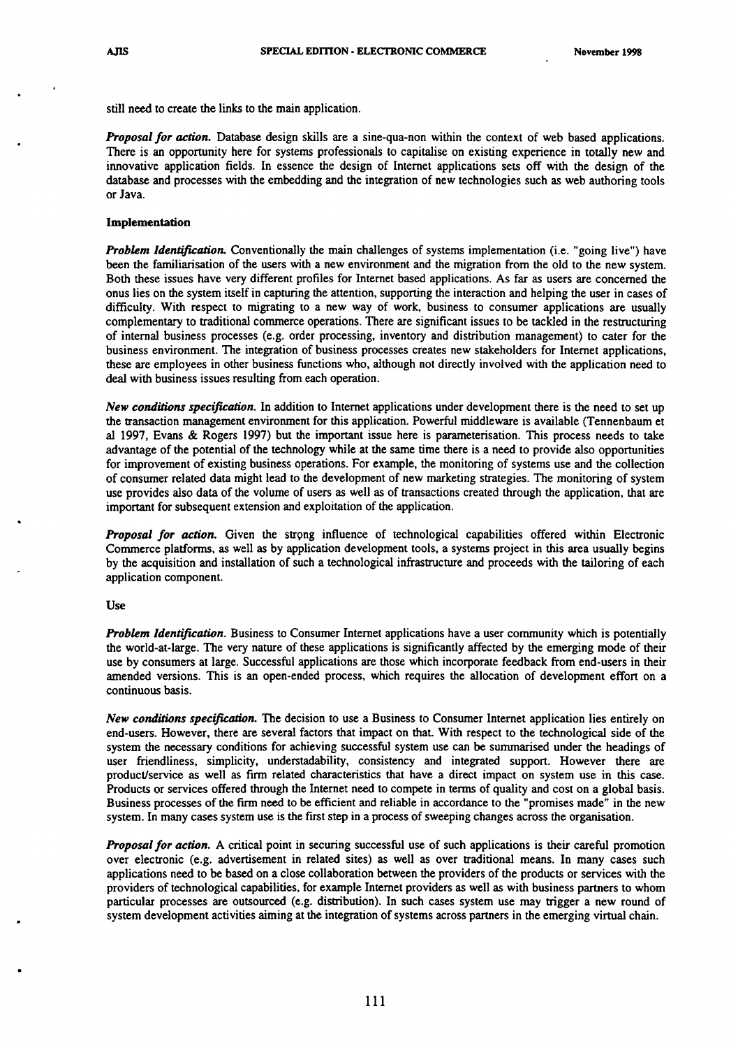still need to create the links to the main application.

***Proposal for action.*** Database design skills are a sine-qua-non within the context of web based applications. There is an opportunity here for systems professionals to capitalise on existing experience in totally new and innovative application fields. In essence the design of Internet applications sets off with the design of the database and processes with the embedding and the integration of new technologies such as web authoring tools or Java.

**Implementation**

***Problem Identification.*** Conventionally the main challenges of systems implementation (i.e. "going live") have been the familiarisation of the users with a new environment and the migration from the old to the new system. Both these issues have very different profiles for Internet based applications. As far as users are concerned the onus lies on the system itself in capturing the attention, supporting the interaction and helping the user in cases of difficulty. With respect to migrating to a new way of work, business to consumer applications are usually complementary to traditional commerce operations. There are significant issues to be tackled in the restructuring of internal business processes (e.g. order processing, inventory and distribution management) to cater for the business environment. The integration of business processes creates new stakeholders for Internet applications, these are employees in other business functions who, although not directly involved with the application need to deal with business issues resulting from each operation.

***New conditions specification.*** In addition to Internet applications under development there is the need to set up the transaction management environment for this application. Powerful middleware is available (Tennenbaum et al 1997, Evans & Rogers 1997) but the important issue here is parameterisation. This process needs to take advantage of the potential of the technology while at the same time there is a need to provide also opportunities for improvement of existing business operations. For example, the monitoring of systems use and the collection of consumer related data might lead to the development of new marketing strategies. The monitoring of system use provides also data of the volume of users as well as of transactions created through the application, that are important for subsequent extension and exploitation of the application.

***Proposal for action.*** Given the strong influence of technological capabilities offered within Electronic Commerce platforms, as well as by application development tools, a systems project in this area usually begins by the acquisition and installation of such a technological infrastructure and proceeds with the tailoring of each application component.

**Use**

***Problem Identification.*** Business to Consumer Internet applications have a user community which is potentially the world-at-large. The very nature of these applications is significantly affected by the emerging mode of their use by consumers at large. Successful applications are those which incorporate feedback from end-users in their amended versions. This is an open-ended process, which requires the allocation of development effort on a continuous basis.

***New conditions specification.*** The decision to use a Business to Consumer Internet application lies entirely on end-users. However, there are several factors that impact on that. With respect to the technological side of the system the necessary conditions for achieving successful system use can be summarised under the headings of user friendliness, simplicity, understadability, consistency and integrated support. However there are product/service as well as firm related characteristics that have a direct impact on system use in this case. Products or services offered through the Internet need to compete in terms of quality and cost on a global basis. Business processes of the firm need to be efficient and reliable in accordance to the "promises made" in the new system. In many cases system use is the first step in a process of sweeping changes across the organisation.

***Proposal for action.*** A critical point in securing successful use of such applications is their careful promotion over electronic (e.g. advertisement in related sites) as well as over traditional means. In many cases such applications need to be based on a close collaboration between the providers of the products or services with the providers of technological capabilities, for example Internet providers as well as with business partners to whom particular processes are outsourced (e.g. distribution). In such cases system use may trigger a new round of system development activities aiming at the integration of systems across partners in the emerging virtual chain.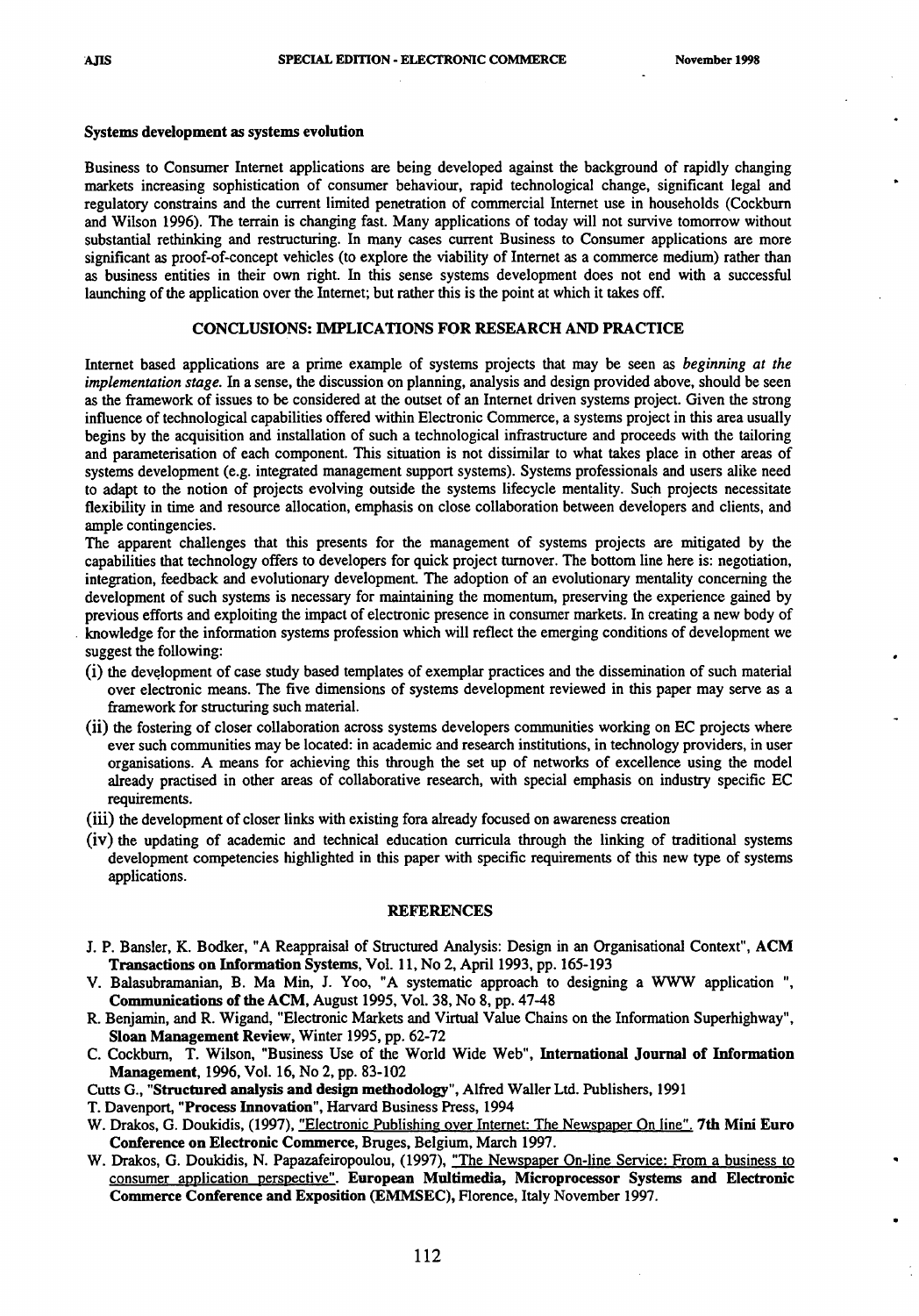### Systems development as systems evolution

Business to Consumer Internet applications are being developed against the background of rapidly changing markets increasing sophistication of consumer behaviour, rapid technological change, significant legal and regulatory constrains and the current limited penetration of commercial Internet use in households (Cockburn and Wilson 1996). The terrain is changing fast. Many applications of today will not survive tomorrow without substantial rethinking and restructuring. In many cases current Business to Consumer applications are more significant as proof-of-concept vehicles (to explore the viability of Internet as a commerce medium) rather than as business entities in their own right. In this sense systems development does not end with a successful launching of the application over the Internet; but rather this is the point at which it takes off.

## CONCLUSIONS: IMPLICATIONS FOR RESEARCH AND PRACTICE

Internet based applications are a prime example of systems projects that may be seen as *beginning at the implementation stage.* In a sense, the discussion on planning, analysis and design provided above, should be seen as the framework of issues to be considered at the outset of an Internet driven systems project. Given the strong influence of technological capabilities offered within Electronic Commerce, a systems project in this area usually begins by the acquisition and installation of such a technological infrastructure and proceeds with the tailoring and parameterisation of each component. This situation is not dissimilar to what takes place in other areas of systems development (e.g. integrated management support systems). Systems professionals and users alike need to adapt to the notion of projects evolving outside the systems lifecycle mentality. Such projects necessitate flexibility in time and resource allocation, emphasis on close collaboration between developers and clients, and ample contingencies.

The apparent challenges that this presents for the management of systems projects are mitigated by the capabilities that technology offers to developers for quick project turnover. The bottom line here is: negotiation, integration, feedback and evolutionary development. The adoption of an evolutionary mentality concerning the development of such systems is necessary for maintaining the momentum, preserving the experience gained by previous efforts and exploiting the impact of electronic presence in consumer markets. In creating a new body of knowledge for the information systems profession which will reflect the emerging conditions of development we suggest the following:

(i) the development of case study based templates of exemplar practices and the dissemination of such material over electronic means. The five dimensions of systems development reviewed in this paper may serve as a framework for structuring such material.

(ii) the fostering of closer collaboration across systems developers communities working on EC projects where ever such communities may be located: in academic and research institutions, in technology providers, in user organisations. A means for achieving this through the set up of networks of excellence using the model already practised in other areas of collaborative research, with special emphasis on industry specific EC requirements.

(iii) the development of closer links with existing fora already focused on awareness creation

(iv) the updating of academic and technical education curricula through the linking of traditional systems development competencies highlighted in this paper with specific requirements of this new type of systems applications.

## REFERENCES

J. P. Bansler, K. Bodker, "A Reappraisal of Structured Analysis: Design in an Organisational Context", **ACM Transactions on Information Systems**, Vol. 11, No 2, April 1993, pp. 165-193

V. Balasubramanian, B. Ma Min, J. Yoo, "A systematic approach to designing a WWW application ", **Communications of the ACM**, August 1995, Vol. 38, No 8, pp. 47-48

R. Benjamin, and R. Wigand, "Electronic Markets and Virtual Value Chains on the Information Superhighway", **Sloan Management Review**, Winter 1995, pp. 62-72

C. Cockburn, T. Wilson, "Business Use of the World Wide Web", **International Journal of Information Management**, 1996, Vol. 16, No 2, pp. 83-102

Cutts G., "**Structured analysis and design methodology**", Alfred Waller Ltd. Publishers, 1991

T. Davenport, "**Process Innovation**", Harvard Business Press, 1994

W. Drakos, G. Doukidis, (1997), "Electronic Publishing over Internet: The Newspaper On line". **7th Mini Euro Conference on Electronic Commerce**, Bruges, Belgium, March 1997.

W. Drakos, G. Doukidis, N. Papazafeiropoulou, (1997), "The Newspaper On-line Service: From a business to consumer application perspective". **European Multimedia, Microprocessor Systems and Electronic Commerce Conference and Exposition (EMMSEC)**, Florence, Italy November 1997.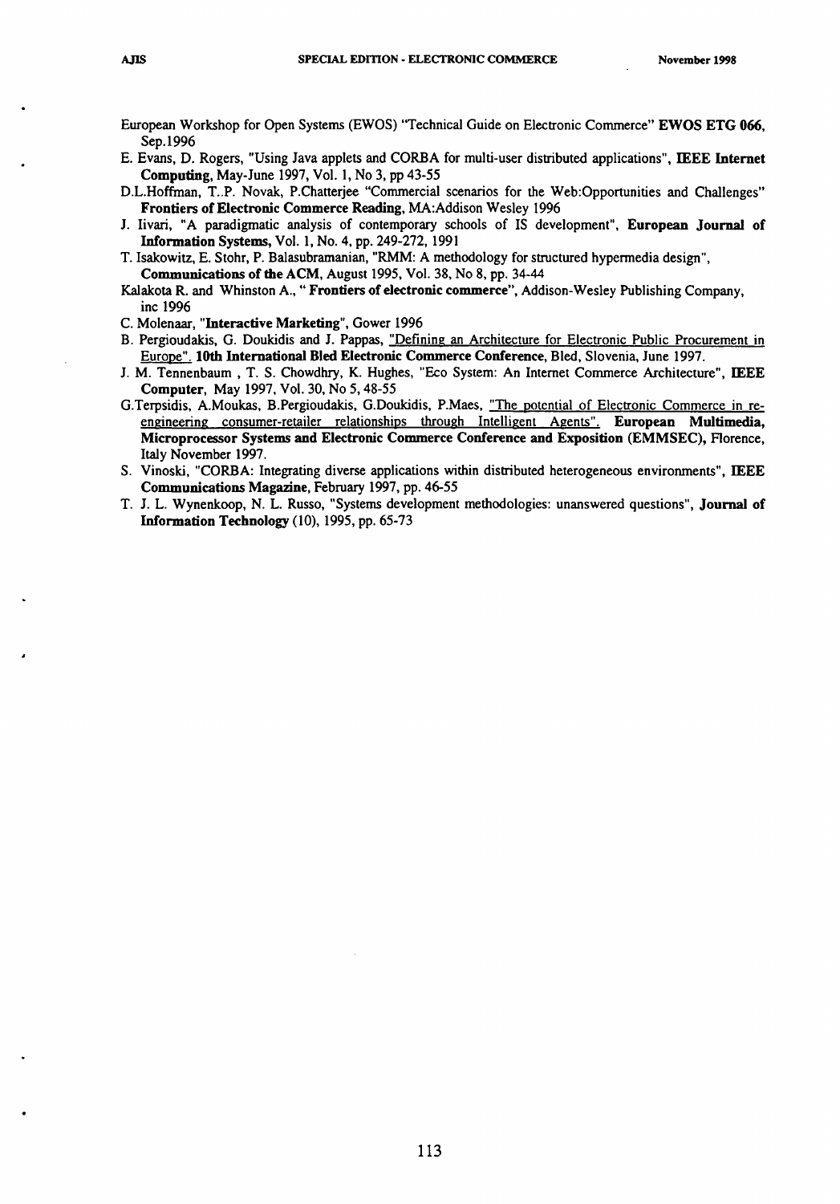European Workshop for Open Systems (EWOS) "Technical Guide on Electronic Commerce" **EWOS ETG 066**, Sep.1996

E. Evans, D. Rogers, "Using Java applets and CORBA for multi-user distributed applications", **IEEE Internet Computing**, May-June 1997, Vol. 1, No 3, pp 43-55

D.L.Hoffman, T..P. Novak, P.Chatterjee "Commercial scenarios for the Web:Opportunities and Challenges" **Frontiers of Electronic Commerce Reading**, MA:Addison Wesley 1996

J. Iivari, "A paradigmatic analysis of contemporary schools of IS development", **European Journal of Information Systems**, Vol. 1, No. 4, pp. 249-272, 1991

T. Isakowitz, E. Stohr, P. Balasubramanian, "RMM: A methodology for structured hypermedia design", **Communications of the ACM**, August 1995, Vol. 38, No 8, pp. 34-44

Kalakota R. and Whinston A., " **Frontiers of electronic commerce**", Addison-Wesley Publishing Company, inc 1996

C. Molenaar, "**Interactive Marketing**", Gower 1996

B. Pergioudakis, G. Doukidis and J. Pappas, "Defining an Architecture for Electronic Public Procurement in Europe". **10th International Bled Electronic Commerce Conference**, Bled, Slovenia, June 1997.

J. M. Tennenbaum , T. S. Chowdhry, K. Hughes, "Eco System: An Internet Commerce Architecture", **IEEE Computer**, May 1997, Vol. 30, No 5, 48-55

G.Terpsidis, A.Moukas, B.Pergioudakis, G.Doukidis, P.Maes, "The potential of Electronic Commerce in re-engineering consumer-retailer relationships through Intelligent Agents". **European Multimedia, Microprocessor Systems and Electronic Commerce Conference and Exposition** (**EMMSEC**), Florence, Italy November 1997.

S. Vinoski, "CORBA: Integrating diverse applications within distributed heterogeneous environments", **IEEE Communications Magazine**, February 1997, pp. 46-55

T. J. L. Wynenkoop, N. L. Russo, "Systems development methodologies: unanswered questions", **Journal of Information Technology** (10), 1995, pp. 65-73